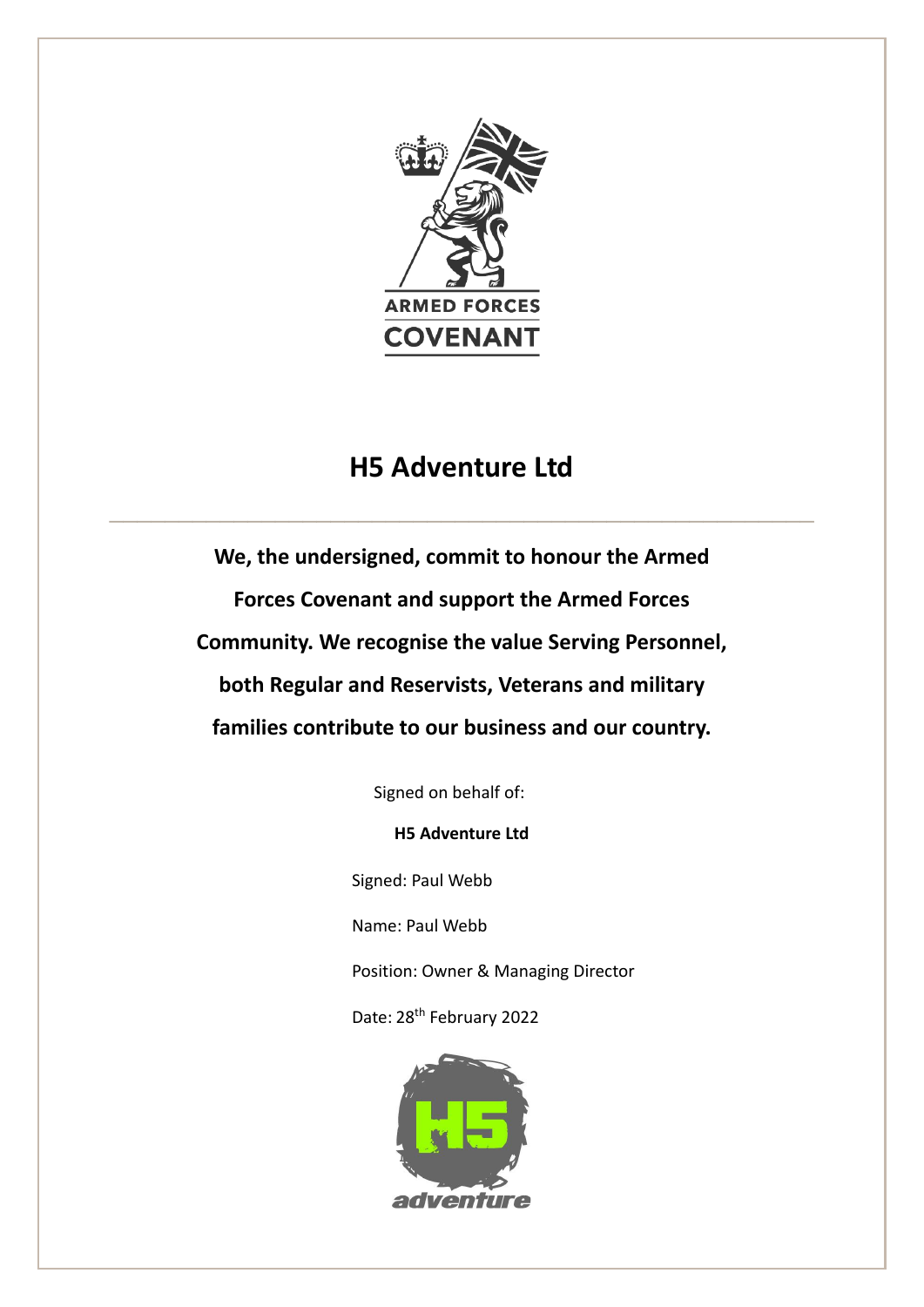ARMED FORCES COVENANT

# H5 Adventure Ltd

---

**We, the undersigned, commit to honour the Armed Forces Covenant and support the Armed Forces Community. We recognise the value Serving Personnel, both Regular and Reservists, Veterans and military families contribute to our business and our country.**

Signed on behalf of:

**H5 Adventure Ltd**

Signed: Paul Webb

Name: Paul Webb

Position: Owner & Managing Director

Date: 28th February 2022

H5 adventure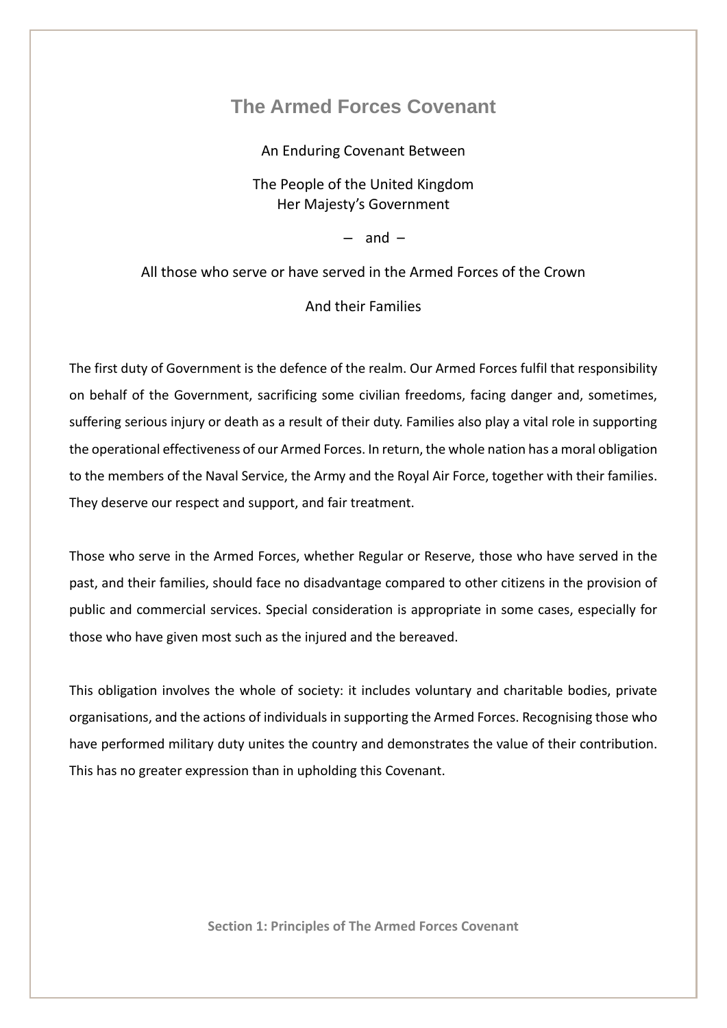# The Armed Forces Covenant

An Enduring Covenant Between

The People of the United Kingdom
Her Majesty's Government

– and –

All those who serve or have served in the Armed Forces of the Crown

And their Families

The first duty of Government is the defence of the realm. Our Armed Forces fulfil that responsibility on behalf of the Government, sacrificing some civilian freedoms, facing danger and, sometimes, suffering serious injury or death as a result of their duty. Families also play a vital role in supporting the operational effectiveness of our Armed Forces. In return, the whole nation has a moral obligation to the members of the Naval Service, the Army and the Royal Air Force, together with their families. They deserve our respect and support, and fair treatment.

Those who serve in the Armed Forces, whether Regular or Reserve, those who have served in the past, and their families, should face no disadvantage compared to other citizens in the provision of public and commercial services. Special consideration is appropriate in some cases, especially for those who have given most such as the injured and the bereaved.

This obligation involves the whole of society: it includes voluntary and charitable bodies, private organisations, and the actions of individuals in supporting the Armed Forces. Recognising those who have performed military duty unites the country and demonstrates the value of their contribution. This has no greater expression than in upholding this Covenant.

**Section 1: Principles of The Armed Forces Covenant**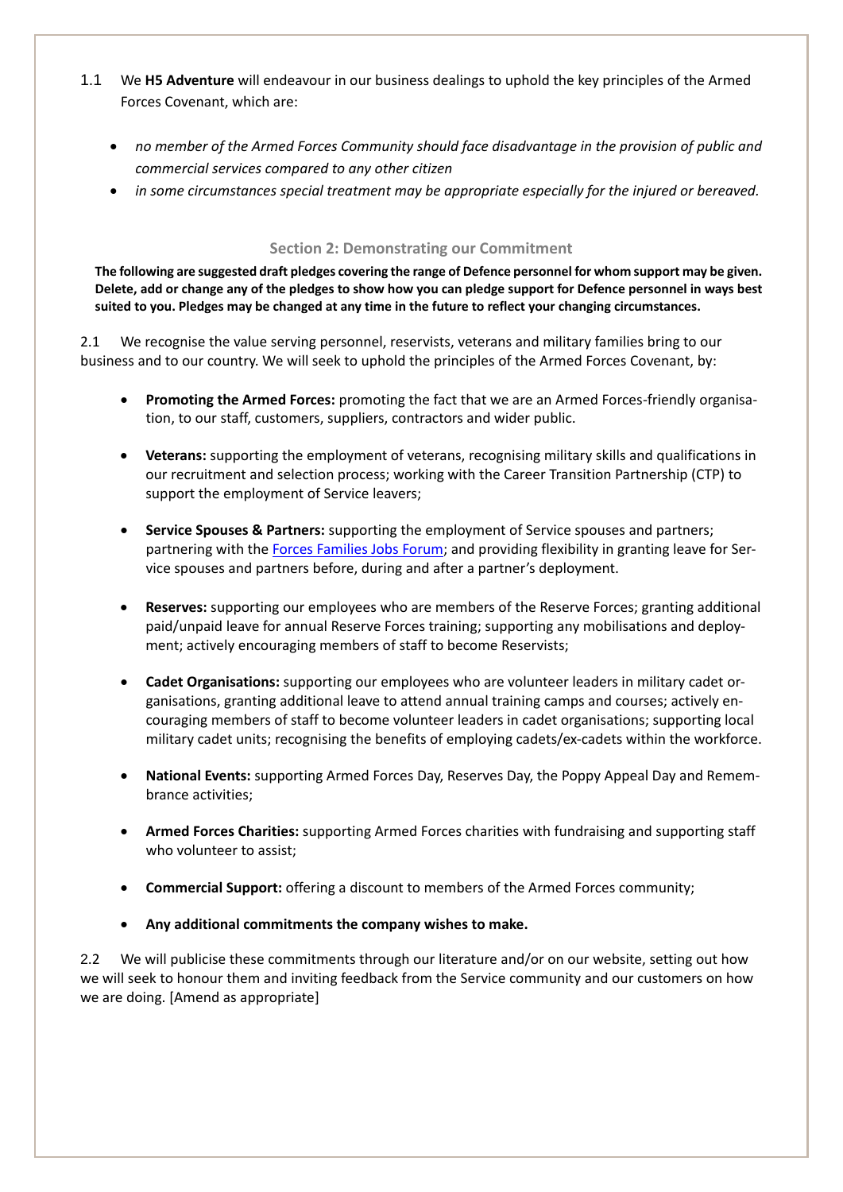1.1 We **H5 Adventure** will endeavour in our business dealings to uphold the key principles of the Armed Forces Covenant, which are:

- *no member of the Armed Forces Community should face disadvantage in the provision of public and commercial services compared to any other citizen*
- *in some circumstances special treatment may be appropriate especially for the injured or bereaved.*

## Section 2: Demonstrating our Commitment

**The following are suggested draft pledges covering the range of Defence personnel for whom support may be given. Delete, add or change any of the pledges to show how you can pledge support for Defence personnel in ways best suited to you. Pledges may be changed at any time in the future to reflect your changing circumstances.**

2.1 We recognise the value serving personnel, reservists, veterans and military families bring to our business and to our country. We will seek to uphold the principles of the Armed Forces Covenant, by:

- **Promoting the Armed Forces:** promoting the fact that we are an Armed Forces-friendly organisation, to our staff, customers, suppliers, contractors and wider public.

- **Veterans:** supporting the employment of veterans, recognising military skills and qualifications in our recruitment and selection process; working with the Career Transition Partnership (CTP) to support the employment of Service leavers;

- **Service Spouses & Partners:** supporting the employment of Service spouses and partners; partnering with the Forces Families Jobs Forum; and providing flexibility in granting leave for Service spouses and partners before, during and after a partner's deployment.

- **Reserves:** supporting our employees who are members of the Reserve Forces; granting additional paid/unpaid leave for annual Reserve Forces training; supporting any mobilisations and deployment; actively encouraging members of staff to become Reservists;

- **Cadet Organisations:** supporting our employees who are volunteer leaders in military cadet organisations, granting additional leave to attend annual training camps and courses; actively encouraging members of staff to become volunteer leaders in cadet organisations; supporting local military cadet units; recognising the benefits of employing cadets/ex-cadets within the workforce.

- **National Events:** supporting Armed Forces Day, Reserves Day, the Poppy Appeal Day and Remembrance activities;

- **Armed Forces Charities:** supporting Armed Forces charities with fundraising and supporting staff who volunteer to assist;

- **Commercial Support:** offering a discount to members of the Armed Forces community;

- **Any additional commitments the company wishes to make.**

2.2 We will publicise these commitments through our literature and/or on our website, setting out how we will seek to honour them and inviting feedback from the Service community and our customers on how we are doing. [Amend as appropriate]